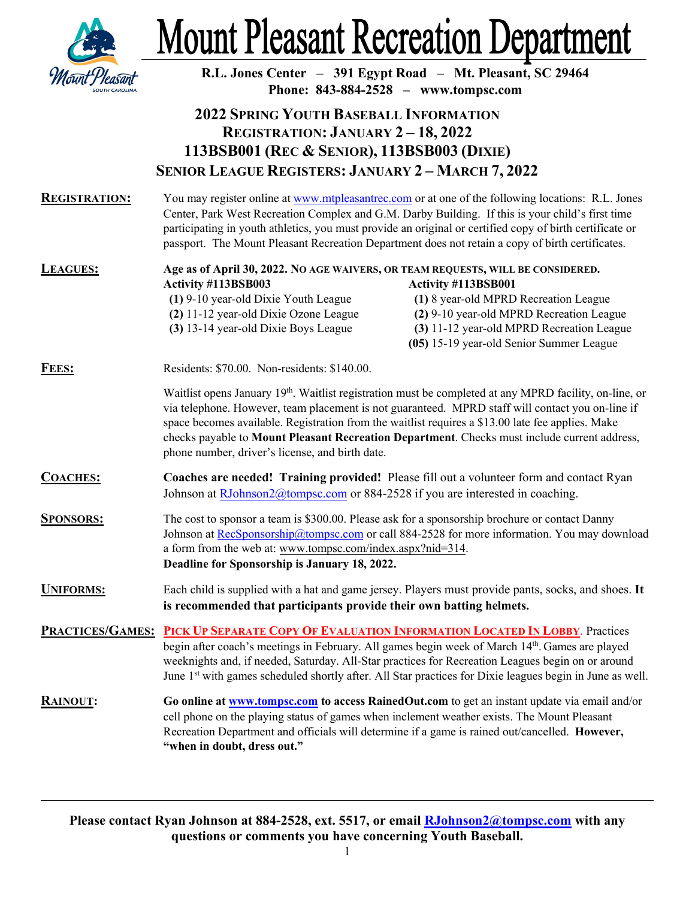# Mount Pleasant Recreation Department

**R.L. Jones Center – 391 Egypt Road – Mt. Pleasant, SC 29464**
**Phone: 843-884-2528 – www.tompsc.com**

## 2022 Spring Youth Baseball Information
## Registration: January 2 – 18, 2022
## 113BSB001 (Rec & Senior), 113BSB003 (Dixie)
## Senior League Registers: January 2 – March 7, 2022

**REGISTRATION:** You may register online at www.mtpleasantrec.com or at one of the following locations: R.L. Jones Center, Park West Recreation Complex and G.M. Darby Building. If this is your child's first time participating in youth athletics, you must provide an original or certified copy of birth certificate or passport. The Mount Pleasant Recreation Department does not retain a copy of birth certificates.

**LEAGUES:** **Age as of April 30, 2022. No age waivers, or team requests, will be considered.**

**Activity #113BSB003**
- **(1)** 9-10 year-old Dixie Youth League
- **(2)** 11-12 year-old Dixie Ozone League
- **(3)** 13-14 year-old Dixie Boys League

**Activity #113BSB001**
- **(1)** 8 year-old MPRD Recreation League
- **(2)** 9-10 year-old MPRD Recreation League
- **(3)** 11-12 year-old MPRD Recreation League
- **(05)** 15-19 year-old Senior Summer League

**FEES:** Residents: $70.00. Non-residents: $140.00.

Waitlist opens January 19th. Waitlist registration must be completed at any MPRD facility, on-line, or via telephone. However, team placement is not guaranteed. MPRD staff will contact you on-line if space becomes available. Registration from the waitlist requires a $13.00 late fee applies. Make checks payable to **Mount Pleasant Recreation Department**. Checks must include current address, phone number, driver's license, and birth date.

**COACHES:** **Coaches are needed! Training provided!** Please fill out a volunteer form and contact Ryan Johnson at RJohnson2@tompsc.com or 884-2528 if you are interested in coaching.

**SPONSORS:** The cost to sponsor a team is $300.00. Please ask for a sponsorship brochure or contact Danny Johnson at RecSponsorship@tompsc.com or call 884-2528 for more information. You may download a form from the web at: www.tompsc.com/index.aspx?nid=314.
**Deadline for Sponsorship is January 18, 2022.**

**UNIFORMS:** Each child is supplied with a hat and game jersey. Players must provide pants, socks, and shoes. **It is recommended that participants provide their own batting helmets.**

**PRACTICES/GAMES:** **PICK UP SEPARATE COPY OF EVALUATION INFORMATION LOCATED IN LOBBY**. Practices begin after coach's meetings in February. All games begin week of March 14th. Games are played weeknights and, if needed, Saturday. All-Star practices for Recreation Leagues begin on or around June 1st with games scheduled shortly after. All Star practices for Dixie leagues begin in June as well.

**RAINOUT:** **Go online at www.tompsc.com to access RainedOut.com** to get an instant update via email and/or cell phone on the playing status of games when inclement weather exists. The Mount Pleasant Recreation Department and officials will determine if a game is rained out/cancelled. **However, "when in doubt, dress out."**

---

**Please contact Ryan Johnson at 884-2528, ext. 5517, or email RJohnson2@tompsc.com with any questions or comments you have concerning Youth Baseball.**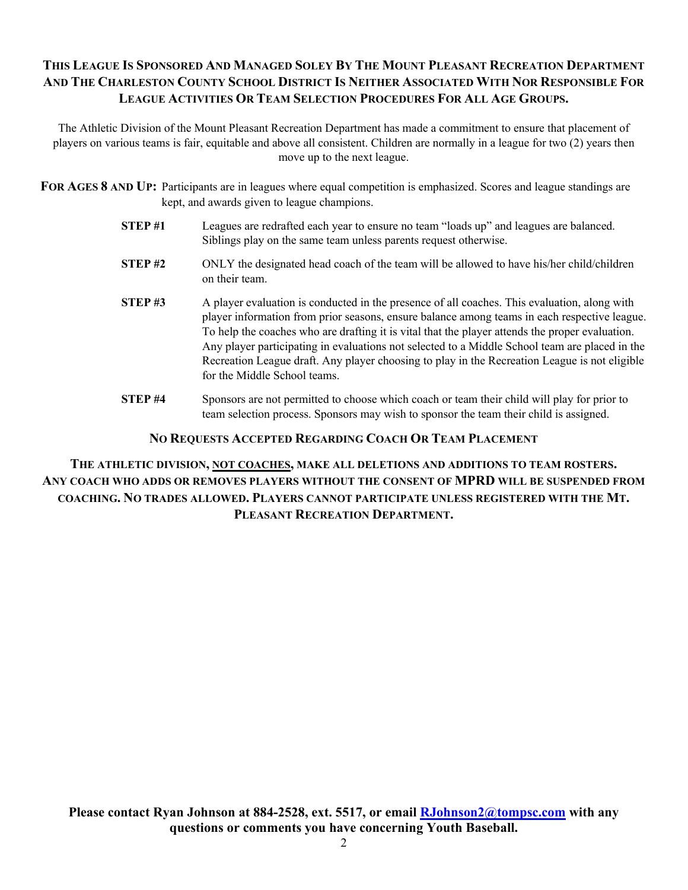**THIS LEAGUE IS SPONSORED AND MANAGED SOLEY BY THE MOUNT PLEASANT RECREATION DEPARTMENT AND THE CHARLESTON COUNTY SCHOOL DISTRICT IS NEITHER ASSOCIATED WITH NOR RESPONSIBLE FOR LEAGUE ACTIVITIES OR TEAM SELECTION PROCEDURES FOR ALL AGE GROUPS.**

The Athletic Division of the Mount Pleasant Recreation Department has made a commitment to ensure that placement of players on various teams is fair, equitable and above all consistent. Children are normally in a league for two (2) years then move up to the next league.

**FOR AGES 8 AND UP:** Participants are in leagues where equal competition is emphasized. Scores and league standings are kept, and awards given to league champions.

**STEP #1** Leagues are redrafted each year to ensure no team "loads up" and leagues are balanced. Siblings play on the same team unless parents request otherwise.

**STEP #2** ONLY the designated head coach of the team will be allowed to have his/her child/children on their team.

**STEP #3** A player evaluation is conducted in the presence of all coaches. This evaluation, along with player information from prior seasons, ensure balance among teams in each respective league. To help the coaches who are drafting it is vital that the player attends the proper evaluation. Any player participating in evaluations not selected to a Middle School team are placed in the Recreation League draft. Any player choosing to play in the Recreation League is not eligible for the Middle School teams.

**STEP #4** Sponsors are not permitted to choose which coach or team their child will play for prior to team selection process. Sponsors may wish to sponsor the team their child is assigned.

**NO REQUESTS ACCEPTED REGARDING COACH OR TEAM PLACEMENT**

**THE ATHLETIC DIVISION, NOT COACHES, MAKE ALL DELETIONS AND ADDITIONS TO TEAM ROSTERS. ANY COACH WHO ADDS OR REMOVES PLAYERS WITHOUT THE CONSENT OF MPRD WILL BE SUSPENDED FROM COACHING. NO TRADES ALLOWED. PLAYERS CANNOT PARTICIPATE UNLESS REGISTERED WITH THE MT. PLEASANT RECREATION DEPARTMENT.**

**Please contact Ryan Johnson at 884-2528, ext. 5517, or email RJohnson2@tompsc.com with any questions or comments you have concerning Youth Baseball.**